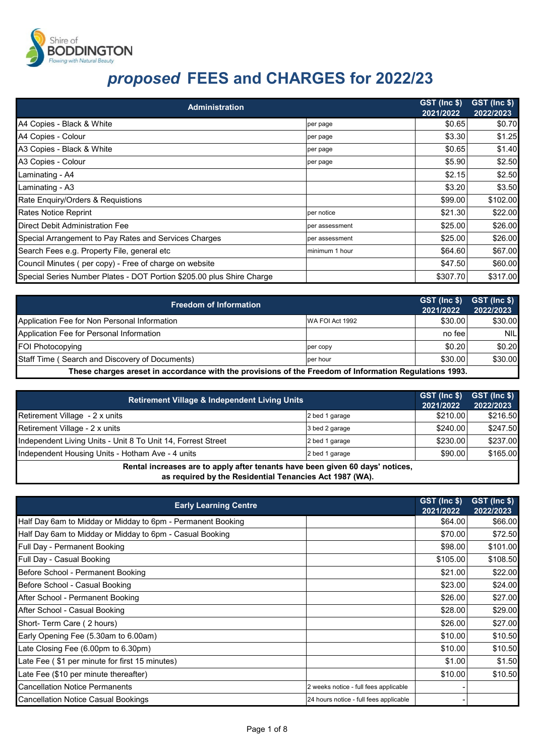Shire of BODDINGTON
*Flowing with Natural Beauty*

# *proposed* FEES and CHARGES for 2022/23

| Administration | | GST (Inc $) 2021/2022 | GST (Inc $) 2022/2023 |
|---|---|---|---|
| A4 Copies - Black & White | per page | $0.65 | $0.70 |
| A4 Copies - Colour | per page | $3.30 | $1.25 |
| A3 Copies - Black & White | per page | $0.65 | $1.40 |
| A3 Copies - Colour | per page | $5.90 | $2.50 |
| Laminating - A4 | | $2.15 | $2.50 |
| Laminating - A3 | | $3.20 | $3.50 |
| Rate Enquiry/Orders & Requistions | | $99.00 | $102.00 |
| Rates Notice Reprint | per notice | $21.30 | $22.00 |
| Direct Debit Administration Fee | per assessment | $25.00 | $26.00 |
| Special Arrangement to Pay Rates and Services Charges | per assessment | $25.00 | $26.00 |
| Search Fees e.g. Property File, general etc | minimum 1 hour | $64.60 | $67.00 |
| Council Minutes ( per copy) - Free of charge on website | | $47.50 | $60.00 |
| Special Series Number Plates - DOT Portion $205.00 plus Shire Charge | | $307.70 | $317.00 |

| Freedom of Information | | GST (Inc $) 2021/2022 | GST (Inc $) 2022/2023 |
|---|---|---|---|
| Application Fee for Non Personal Information | WA FOI Act 1992 | $30.00 | $30.00 |
| Application Fee for Personal Information | | no fee | NIL |
| FOI Photocopying | per copy | $0.20 | $0.20 |
| Staff Time ( Search and Discovery of Documents) | per hour | $30.00 | $30.00 |
| **These charges areset in accordance with the provisions of the Freedom of Information Regulations 1993.** | | | |

| Retirement Village & Independent Living Units | | GST (Inc $) 2021/2022 | GST (Inc $) 2022/2023 |
|---|---|---|---|
| Retirement Village - 2 x units | 2 bed 1 garage | $210.00 | $216.50 |
| Retirement Village - 2 x units | 3 bed 2 garage | $240.00 | $247.50 |
| Independent Living Units - Unit 8 To Unit 14, Forrest Street | 2 bed 1 garage | $230.00 | $237.00 |
| Independent Housing Units - Hotham Ave - 4 units | 2 bed 1 garage | $90.00 | $165.00 |
| **Rental increases are to apply after tenants have been given 60 days' notices, as required by the Residential Tenancies Act 1987 (WA).** | | | |

| Early Learning Centre | | GST (Inc $) 2021/2022 | GST (Inc $) 2022/2023 |
|---|---|---|---|
| Half Day 6am to Midday or Midday to 6pm - Permanent Booking | | $64.00 | $66.00 |
| Half Day 6am to Midday or Midday to 6pm - Casual Booking | | $70.00 | $72.50 |
| Full Day - Permanent Booking | | $98.00 | $101.00 |
| Full Day - Casual Booking | | $105.00 | $108.50 |
| Before School - Permanent Booking | | $21.00 | $22.00 |
| Before School - Casual Booking | | $23.00 | $24.00 |
| After School - Permanent Booking | | $26.00 | $27.00 |
| After School - Casual Booking | | $28.00 | $29.00 |
| Short- Term Care ( 2 hours) | | $26.00 | $27.00 |
| Early Opening Fee (5.30am to 6.00am) | | $10.00 | $10.50 |
| Late Closing Fee (6.00pm to 6.30pm) | | $10.00 | $10.50 |
| Late Fee ( $1 per minute for first 15 minutes) | | $1.00 | $1.50 |
| Late Fee ($10 per minute thereafter) | | $10.00 | $10.50 |
| Cancellation Notice Permanents | 2 weeks notice - full fees applicable | - | |
| Cancellation Notice Casual Bookings | 24 hours notice - full fees applicable | - | |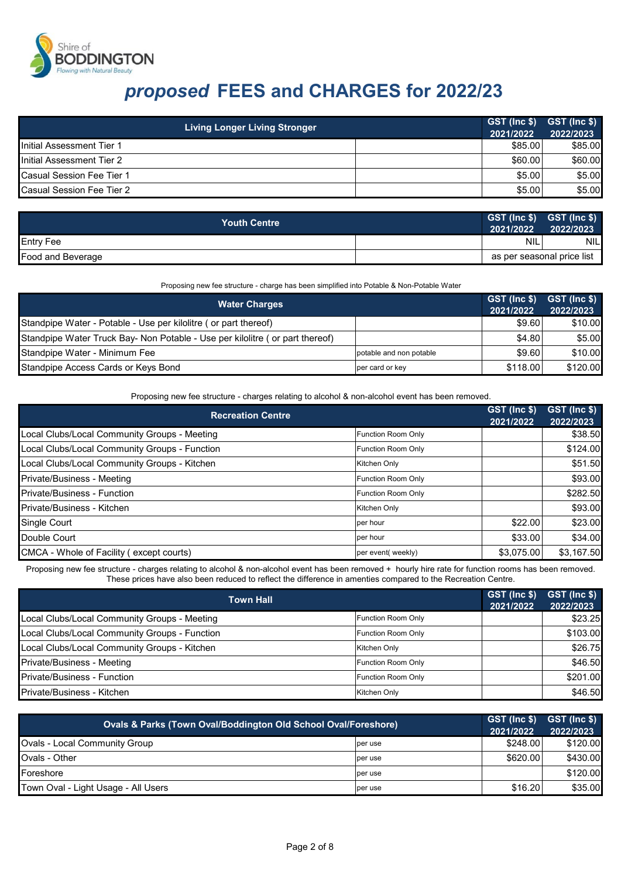# *proposed* FEES and CHARGES for 2022/23

| Living Longer Living Stronger | | GST (Inc $) 2021/2022 | GST (Inc $) 2022/2023 |
|---|---|---|---|
| Initial Assessment Tier 1 | | $85.00 | $85.00 |
| Initial Assessment Tier 2 | | $60.00 | $60.00 |
| Casual Session Fee Tier 1 | | $5.00 | $5.00 |
| Casual Session Fee Tier 2 | | $5.00 | $5.00 |

| Youth Centre | | GST (Inc $) 2021/2022 | GST (Inc $) 2022/2023 |
|---|---|---|---|
| Entry Fee | | NIL | NIL |
| Food and Beverage | | as per seasonal price list | |

Proposing new fee structure - charge has been simplified into Potable & Non-Potable Water

| Water Charges | | GST (Inc $) 2021/2022 | GST (Inc $) 2022/2023 |
|---|---|---|---|
| Standpipe Water - Potable - Use per kilolitre ( or part thereof) | | $9.60 | $10.00 |
| Standpipe Water Truck Bay- Non Potable - Use per kilolitre ( or part thereof) | | $4.80 | $5.00 |
| Standpipe Water - Minimum Fee | potable and non potable | $9.60 | $10.00 |
| Standpipe Access Cards or Keys Bond | per card or key | $118.00 | $120.00 |

Proposing new fee structure - charges relating to alcohol & non-alcohol event has been removed.

| Recreation Centre | | GST (Inc $) 2021/2022 | GST (Inc $) 2022/2023 |
|---|---|---|---|
| Local Clubs/Local Community Groups - Meeting | Function Room Only | | $38.50 |
| Local Clubs/Local Community Groups - Function | Function Room Only | | $124.00 |
| Local Clubs/Local Community Groups - Kitchen | Kitchen Only | | $51.50 |
| Private/Business - Meeting | Function Room Only | | $93.00 |
| Private/Business - Function | Function Room Only | | $282.50 |
| Private/Business - Kitchen | Kitchen Only | | $93.00 |
| Single Court | per hour | $22.00 | $23.00 |
| Double Court | per hour | $33.00 | $34.00 |
| CMCA - Whole of Facility ( except courts) | per event( weekly) | $3,075.00 | $3,167.50 |

Proposing new fee structure - charges relating to alcohol & non-alcohol event has been removed + hourly hire rate for function rooms has been removed. These prices have also been reduced to reflect the difference in amenties compared to the Recreation Centre.

| Town Hall | | GST (Inc $) 2021/2022 | GST (Inc $) 2022/2023 |
|---|---|---|---|
| Local Clubs/Local Community Groups - Meeting | Function Room Only | | $23.25 |
| Local Clubs/Local Community Groups - Function | Function Room Only | | $103.00 |
| Local Clubs/Local Community Groups - Kitchen | Kitchen Only | | $26.75 |
| Private/Business - Meeting | Function Room Only | | $46.50 |
| Private/Business - Function | Function Room Only | | $201.00 |
| Private/Business - Kitchen | Kitchen Only | | $46.50 |

| Ovals & Parks (Town Oval/Boddington Old School Oval/Foreshore) | | GST (Inc $) 2021/2022 | GST (Inc $) 2022/2023 |
|---|---|---|---|
| Ovals - Local Community Group | per use | $248.00 | $120.00 |
| Ovals - Other | per use | $620.00 | $430.00 |
| Foreshore | per use | | $120.00 |
| Town Oval - Light Usage - All Users | per use | $16.20 | $35.00 |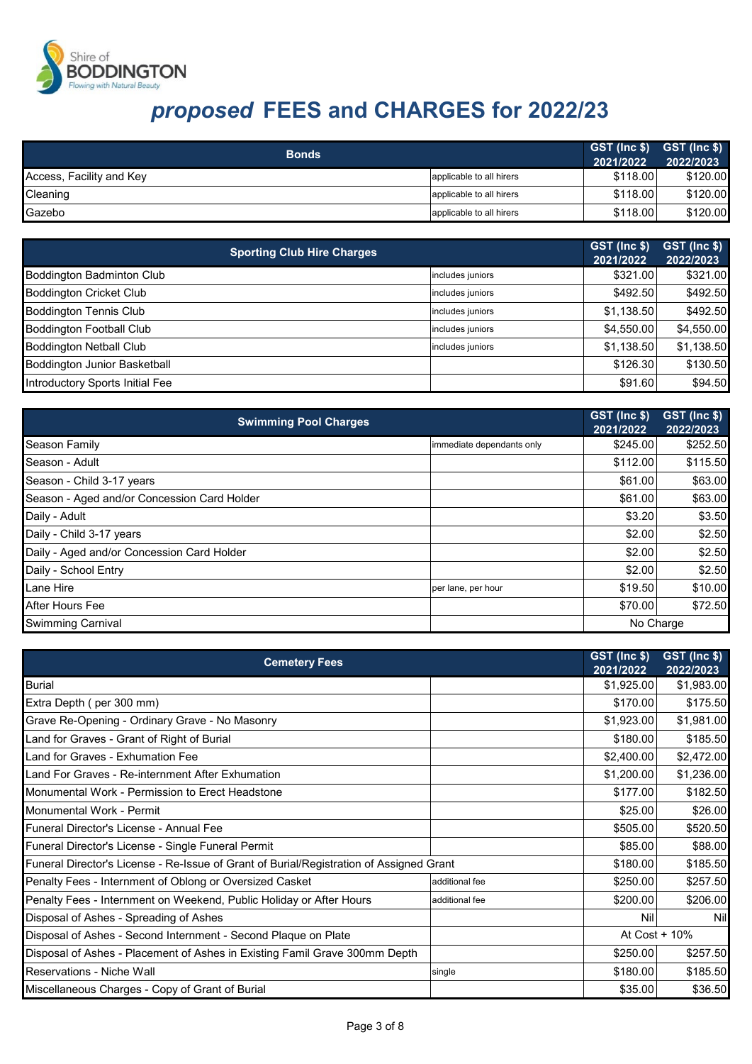Shire of **BODDINGTON**
*Flowing with Natural Beauty*

# *proposed* FEES and CHARGES for 2022/23

| Bonds | | GST (Inc $) 2021/2022 | GST (Inc $) 2022/2023 |
|---|---|---|---|
| Access, Facility and Key | applicable to all hirers | $118.00 | $120.00 |
| Cleaning | applicable to all hirers | $118.00 | $120.00 |
| Gazebo | applicable to all hirers | $118.00 | $120.00 |

| Sporting Club Hire Charges | | GST (Inc $) 2021/2022 | GST (Inc $) 2022/2023 |
|---|---|---|---|
| Boddington Badminton Club | includes juniors | $321.00 | $321.00 |
| Boddington Cricket Club | includes juniors | $492.50 | $492.50 |
| Boddington Tennis Club | includes juniors | $1,138.50 | $492.50 |
| Boddington Football Club | includes juniors | $4,550.00 | $4,550.00 |
| Boddington Netball Club | includes juniors | $1,138.50 | $1,138.50 |
| Boddington Junior Basketball | | $126.30 | $130.50 |
| Introductory Sports Initial Fee | | $91.60 | $94.50 |

| Swimming Pool Charges | | GST (Inc $) 2021/2022 | GST (Inc $) 2022/2023 |
|---|---|---|---|
| Season Family | immediate dependants only | $245.00 | $252.50 |
| Season - Adult | | $112.00 | $115.50 |
| Season - Child 3-17 years | | $61.00 | $63.00 |
| Season - Aged and/or Concession Card Holder | | $61.00 | $63.00 |
| Daily - Adult | | $3.20 | $3.50 |
| Daily - Child 3-17 years | | $2.00 | $2.50 |
| Daily - Aged and/or Concession Card Holder | | $2.00 | $2.50 |
| Daily - School Entry | | $2.00 | $2.50 |
| Lane Hire | per lane, per hour | $19.50 | $10.00 |
| After Hours Fee | | $70.00 | $72.50 |
| Swimming Carnival | | No Charge | |

| Cemetery Fees | | GST (Inc $) 2021/2022 | GST (Inc $) 2022/2023 |
|---|---|---|---|
| Burial | | $1,925.00 | $1,983.00 |
| Extra Depth ( per 300 mm) | | $170.00 | $175.50 |
| Grave Re-Opening - Ordinary Grave - No Masonry | | $1,923.00 | $1,981.00 |
| Land for Graves - Grant of Right of Burial | | $180.00 | $185.50 |
| Land for Graves - Exhumation Fee | | $2,400.00 | $2,472.00 |
| Land For Graves - Re-internment After Exhumation | | $1,200.00 | $1,236.00 |
| Monumental Work - Permission to Erect Headstone | | $177.00 | $182.50 |
| Monumental Work - Permit | | $25.00 | $26.00 |
| Funeral Director's License - Annual Fee | | $505.00 | $520.50 |
| Funeral Director's License - Single Funeral Permit | | $85.00 | $88.00 |
| Funeral Director's License - Re-Issue of Grant of Burial/Registration of Assigned Grant | | $180.00 | $185.50 |
| Penalty Fees - Internment of Oblong or Oversized Casket | additional fee | $250.00 | $257.50 |
| Penalty Fees - Internment on Weekend, Public Holiday or After Hours | additional fee | $200.00 | $206.00 |
| Disposal of Ashes - Spreading of Ashes | | Nil | Nil |
| Disposal of Ashes - Second Internment - Second Plaque on Plate | | At Cost + 10% | |
| Disposal of Ashes - Placement of Ashes in Existing Famil Grave 300mm Depth | | $250.00 | $257.50 |
| Reservations - Niche Wall | single | $180.00 | $185.50 |
| Miscellaneous Charges - Copy of Grant of Burial | | $35.00 | $36.50 |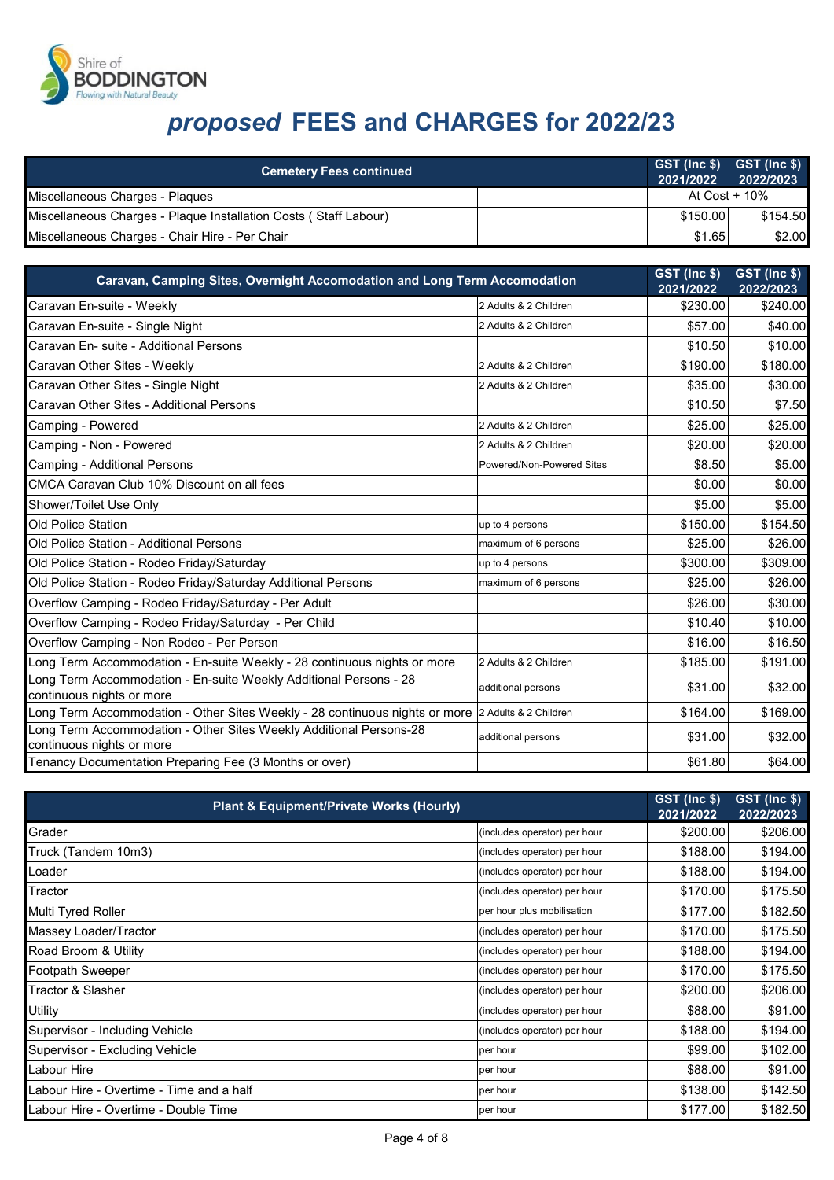# *proposed* FEES and CHARGES for 2022/23

| Cemetery Fees continued | | GST (Inc $) 2021/2022 | GST (Inc $) 2022/2023 |
|---|---|---|---|
| Miscellaneous Charges - Plaques | | At Cost + 10% | |
| Miscellaneous Charges - Plaque Installation Costs ( Staff Labour) | | $150.00 | $154.50 |
| Miscellaneous Charges - Chair Hire - Per Chair | | $1.65 | $2.00 |

| Caravan, Camping Sites, Overnight Accomodation and Long Term Accomodation | | GST (Inc $) 2021/2022 | GST (Inc $) 2022/2023 |
|---|---|---|---|
| Caravan En-suite - Weekly | 2 Adults & 2 Children | $230.00 | $240.00 |
| Caravan En-suite - Single Night | 2 Adults & 2 Children | $57.00 | $40.00 |
| Caravan En- suite - Additional Persons | | $10.50 | $10.00 |
| Caravan Other Sites - Weekly | 2 Adults & 2 Children | $190.00 | $180.00 |
| Caravan Other Sites - Single Night | 2 Adults & 2 Children | $35.00 | $30.00 |
| Caravan Other Sites - Additional Persons | | $10.50 | $7.50 |
| Camping - Powered | 2 Adults & 2 Children | $25.00 | $25.00 |
| Camping - Non - Powered | 2 Adults & 2 Children | $20.00 | $20.00 |
| Camping - Additional Persons | Powered/Non-Powered Sites | $8.50 | $5.00 |
| CMCA Caravan Club 10% Discount on all fees | | $0.00 | $0.00 |
| Shower/Toilet Use Only | | $5.00 | $5.00 |
| Old Police Station | up to 4 persons | $150.00 | $154.50 |
| Old Police Station - Additional Persons | maximum of 6 persons | $25.00 | $26.00 |
| Old Police Station - Rodeo Friday/Saturday | up to 4 persons | $300.00 | $309.00 |
| Old Police Station - Rodeo Friday/Saturday Additional Persons | maximum of 6 persons | $25.00 | $26.00 |
| Overflow Camping - Rodeo Friday/Saturday - Per Adult | | $26.00 | $30.00 |
| Overflow Camping - Rodeo Friday/Saturday - Per Child | | $10.40 | $10.00 |
| Overflow Camping - Non Rodeo - Per Person | | $16.00 | $16.50 |
| Long Term Accommodation - En-suite Weekly - 28 continuous nights or more | 2 Adults & 2 Children | $185.00 | $191.00 |
| Long Term Accommodation - En-suite Weekly Additional Persons - 28 continuous nights or more | additional persons | $31.00 | $32.00 |
| Long Term Accommodation - Other Sites Weekly - 28 continuous nights or more | 2 Adults & 2 Children | $164.00 | $169.00 |
| Long Term Accommodation - Other Sites Weekly Additional Persons-28 continuous nights or more | additional persons | $31.00 | $32.00 |
| Tenancy Documentation Preparing Fee (3 Months or over) | | $61.80 | $64.00 |

| Plant & Equipment/Private Works (Hourly) | | GST (Inc $) 2021/2022 | GST (Inc $) 2022/2023 |
|---|---|---|---|
| Grader | (includes operator) per hour | $200.00 | $206.00 |
| Truck (Tandem 10m3) | (includes operator) per hour | $188.00 | $194.00 |
| Loader | (includes operator) per hour | $188.00 | $194.00 |
| Tractor | (includes operator) per hour | $170.00 | $175.50 |
| Multi Tyred Roller | per hour plus mobilisation | $177.00 | $182.50 |
| Massey Loader/Tractor | (includes operator) per hour | $170.00 | $175.50 |
| Road Broom & Utility | (includes operator) per hour | $188.00 | $194.00 |
| Footpath Sweeper | (includes operator) per hour | $170.00 | $175.50 |
| Tractor & Slasher | (includes operator) per hour | $200.00 | $206.00 |
| Utility | (includes operator) per hour | $88.00 | $91.00 |
| Supervisor - Including Vehicle | (includes operator) per hour | $188.00 | $194.00 |
| Supervisor - Excluding Vehicle | per hour | $99.00 | $102.00 |
| Labour Hire | per hour | $88.00 | $91.00 |
| Labour Hire - Overtime - Time and a half | per hour | $138.00 | $142.50 |
| Labour Hire - Overtime - Double Time | per hour | $177.00 | $182.50 |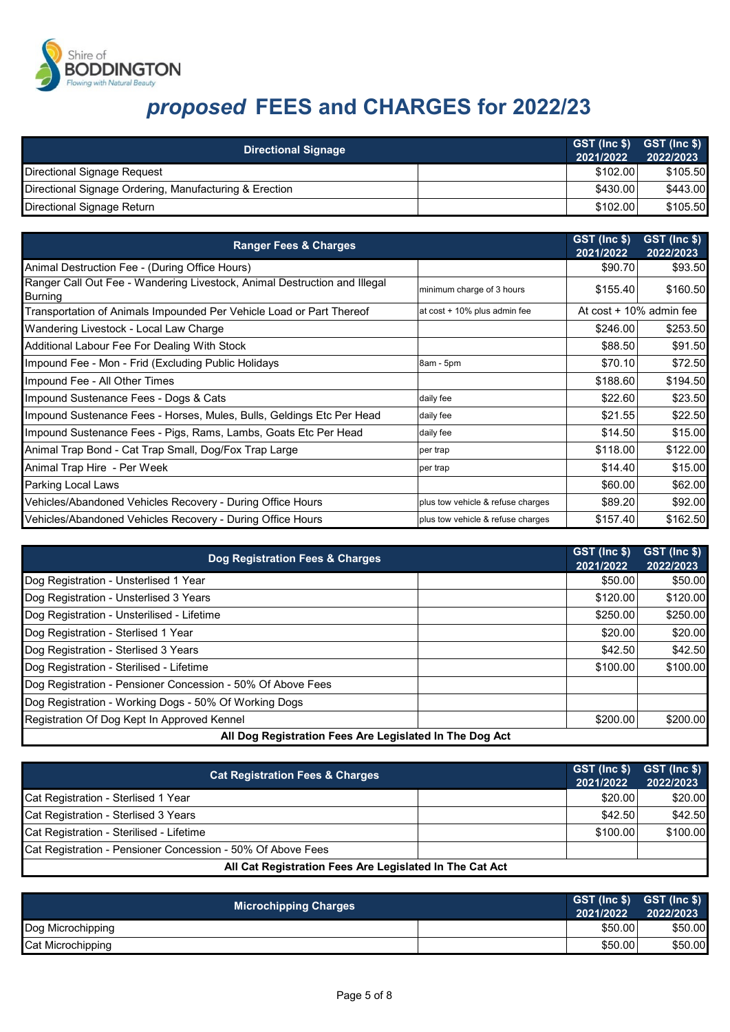Shire of BODDINGTON
*Flowing with Natural Beauty*

# *proposed* FEES and CHARGES for 2022/23

| Directional Signage | | GST (Inc $) 2021/2022 | GST (Inc $) 2022/2023 |
|---|---|---|---|
| Directional Signage Request | | $102.00 | $105.50 |
| Directional Signage Ordering, Manufacturing & Erection | | $430.00 | $443.00 |
| Directional Signage Return | | $102.00 | $105.50 |

| Ranger Fees & Charges | | GST (Inc $) 2021/2022 | GST (Inc $) 2022/2023 |
|---|---|---|---|
| Animal Destruction Fee - (During Office Hours) | | $90.70 | $93.50 |
| Ranger Call Out Fee - Wandering Livestock, Animal Destruction and Illegal Burning | minimum charge of 3 hours | $155.40 | $160.50 |
| Transportation of Animals Impounded Per Vehicle Load or Part Thereof | at cost + 10% plus admin fee | At cost + 10% admin fee | |
| Wandering Livestock - Local Law Charge | | $246.00 | $253.50 |
| Additional Labour Fee For Dealing With Stock | | $88.50 | $91.50 |
| Impound Fee - Mon - Frid (Excluding Public Holidays | 8am - 5pm | $70.10 | $72.50 |
| Impound Fee - All Other Times | | $188.60 | $194.50 |
| Impound Sustenance Fees - Dogs & Cats | daily fee | $22.60 | $23.50 |
| Impound Sustenance Fees - Horses, Mules, Bulls, Geldings Etc Per Head | daily fee | $21.55 | $22.50 |
| Impound Sustenance Fees - Pigs, Rams, Lambs, Goats Etc Per Head | daily fee | $14.50 | $15.00 |
| Animal Trap Bond - Cat Trap Small, Dog/Fox Trap Large | per trap | $118.00 | $122.00 |
| Animal Trap Hire - Per Week | per trap | $14.40 | $15.00 |
| Parking Local Laws | | $60.00 | $62.00 |
| Vehicles/Abandoned Vehicles Recovery - During Office Hours | plus tow vehicle & refuse charges | $89.20 | $92.00 |
| Vehicles/Abandoned Vehicles Recovery - During Office Hours | plus tow vehicle & refuse charges | $157.40 | $162.50 |

| Dog Registration Fees & Charges | | GST (Inc $) 2021/2022 | GST (Inc $) 2022/2023 |
|---|---|---|---|
| Dog Registration - Unsterlised 1 Year | | $50.00 | $50.00 |
| Dog Registration - Unsterlised 3 Years | | $120.00 | $120.00 |
| Dog Registration - Unsterilised - Lifetime | | $250.00 | $250.00 |
| Dog Registration - Sterlised 1 Year | | $20.00 | $20.00 |
| Dog Registration - Sterlised 3 Years | | $42.50 | $42.50 |
| Dog Registration - Sterilised - Lifetime | | $100.00 | $100.00 |
| Dog Registration - Pensioner Concession - 50% Of Above Fees | | | |
| Dog Registration - Working Dogs - 50% Of Working Dogs | | | |
| Registration Of Dog Kept In Approved Kennel | | $200.00 | $200.00 |
| **All Dog Registration Fees Are Legislated In The Dog Act** | | | |

| Cat Registration Fees & Charges | | GST (Inc $) 2021/2022 | GST (Inc $) 2022/2023 |
|---|---|---|---|
| Cat Registration - Sterlised 1 Year | | $20.00 | $20.00 |
| Cat Registration - Sterlised 3 Years | | $42.50 | $42.50 |
| Cat Registration - Sterilised - Lifetime | | $100.00 | $100.00 |
| Cat Registration - Pensioner Concession - 50% Of Above Fees | | | |
| **All Cat Registration Fees Are Legislated In The Cat Act** | | | |

| Microchipping Charges | | GST (Inc $) 2021/2022 | GST (Inc $) 2022/2023 |
|---|---|---|---|
| Dog Microchipping | | $50.00 | $50.00 |
| Cat Microchipping | | $50.00 | $50.00 |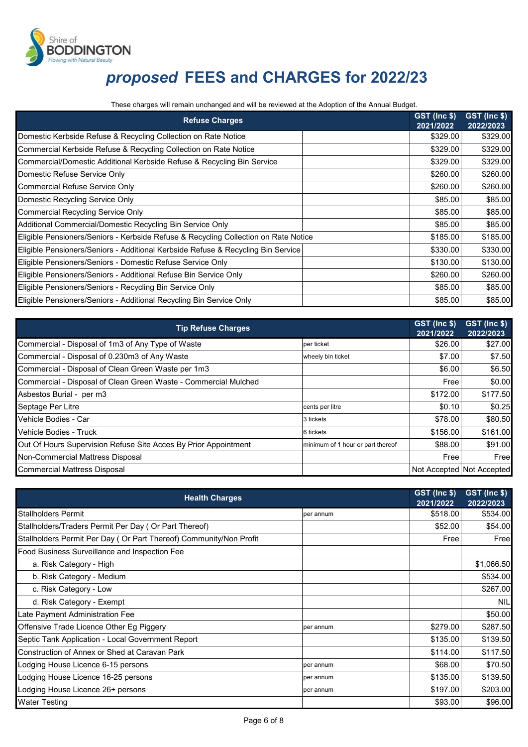# *proposed* FEES and CHARGES for 2022/23

These charges will remain unchanged and will be reviewed at the Adoption of the Annual Budget.

| Refuse Charges | | GST (Inc $) 2021/2022 | GST (Inc $) 2022/2023 |
|---|---|---|---|
| Domestic Kerbside Refuse & Recycling Collection on Rate Notice | | $329.00 | $329.00 |
| Commercial Kerbside Refuse & Recycling Collection on Rate Notice | | $329.00 | $329.00 |
| Commercial/Domestic Additional Kerbside Refuse & Recycling Bin Service | | $329.00 | $329.00 |
| Domestic Refuse Service Only | | $260.00 | $260.00 |
| Commercial Refuse Service Only | | $260.00 | $260.00 |
| Domestic Recycling Service Only | | $85.00 | $85.00 |
| Commercial Recycling Service Only | | $85.00 | $85.00 |
| Additional Commercial/Domestic Recycling Bin Service Only | | $85.00 | $85.00 |
| Eligible Pensioners/Seniors - Kerbside Refuse & Recycling Collection on Rate Notice | | $185.00 | $185.00 |
| Eligible Pensioners/Seniors - Additional Kerbside Refuse & Recycling Bin Service | | $330.00 | $330.00 |
| Eligible Pensioners/Seniors - Domestic Refuse Service Only | | $130.00 | $130.00 |
| Eligible Pensioners/Seniors - Additional Refuse Bin Service Only | | $260.00 | $260.00 |
| Eligible Pensioners/Seniors - Recycling Bin Service Only | | $85.00 | $85.00 |
| Eligible Pensioners/Seniors - Additional Recycling Bin Service Only | | $85.00 | $85.00 |

| Tip Refuse Charges | | GST (Inc $) 2021/2022 | GST (Inc $) 2022/2023 |
|---|---|---|---|
| Commercial - Disposal of 1m3 of Any Type of Waste | per ticket | $26.00 | $27.00 |
| Commercial - Disposal of 0.230m3 of Any Waste | wheely bin ticket | $7.00 | $7.50 |
| Commercial - Disposal of Clean Green Waste per 1m3 | | $6.00 | $6.50 |
| Commercial - Disposal of Clean Green Waste - Commercial Mulched | | Free | $0.00 |
| Asbestos Burial - per m3 | | $172.00 | $177.50 |
| Septage Per Litre | cents per litre | $0.10 | $0.25 |
| Vehicle Bodies - Car | 3 tickets | $78.00 | $80.50 |
| Vehicle Bodies - Truck | 6 tickets | $156.00 | $161.00 |
| Out Of Hours Supervision Refuse Site Acces By Prior Appointment | minimum of 1 hour or part thereof | $88.00 | $91.00 |
| Non-Commercial Mattress Disposal | | Free | Free |
| Commercial Mattress Disposal | | Not Accepted | Not Accepted |

| Health Charges | | GST (Inc $) 2021/2022 | GST (Inc $) 2022/2023 |
|---|---|---|---|
| Stallholders Permit | per annum | $518.00 | $534.00 |
| Stallholders/Traders Permit Per Day ( Or Part Thereof) | | $52.00 | $54.00 |
| Stallholders Permit Per Day ( Or Part Thereof) Community/Non Profit | | Free | Free |
| Food Business Surveillance and Inspection Fee | | | |
| a. Risk Category - High | | | $1,066.50 |
| b. Risk Category - Medium | | | $534.00 |
| c. Risk Category - Low | | | $267.00 |
| d. Risk Category - Exempt | | | NIL |
| Late Payment Administration Fee | | | $50.00 |
| Offensive Trade Licence Other Eg Piggery | per annum | $279.00 | $287.50 |
| Septic Tank Application - Local Government Report | | $135.00 | $139.50 |
| Construction of Annex or Shed at Caravan Park | | $114.00 | $117.50 |
| Lodging House Licence 6-15 persons | per annum | $68.00 | $70.50 |
| Lodging House Licence 16-25 persons | per annum | $135.00 | $139.50 |
| Lodging House Licence 26+ persons | per annum | $197.00 | $203.00 |
| Water Testing | | $93.00 | $96.00 |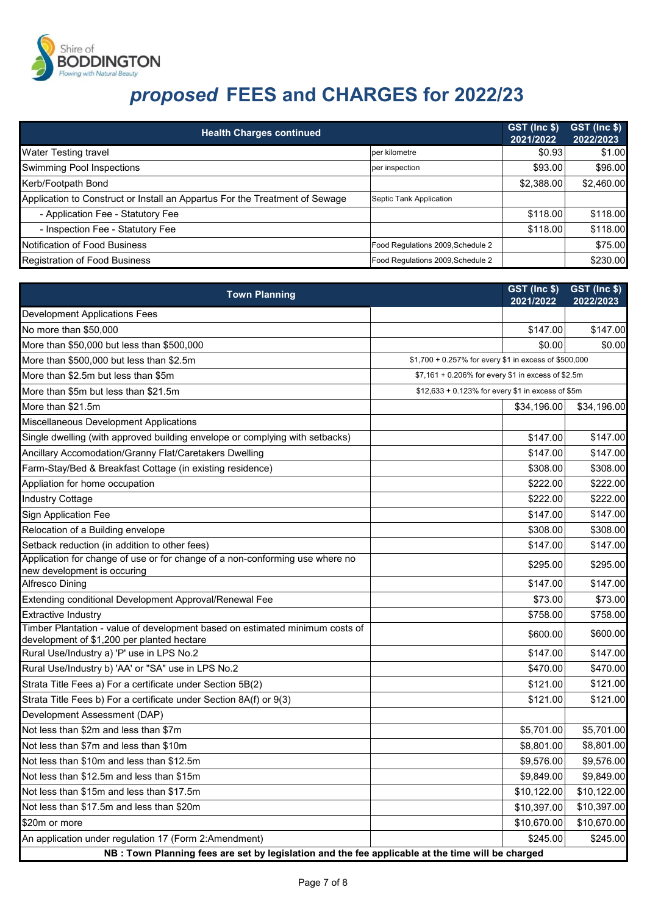# *proposed* FEES and CHARGES for 2022/23

| Health Charges continued | | GST (Inc $) 2021/2022 | GST (Inc $) 2022/2023 |
|---|---|---|---|
| Water Testing travel | per kilometre | $0.93 | $1.00 |
| Swimming Pool Inspections | per inspection | $93.00 | $96.00 |
| Kerb/Footpath Bond | | $2,388.00 | $2,460.00 |
| Application to Construct or Install an Appartus For the Treatment of Sewage | Septic Tank Application | | |
| - Application Fee - Statutory Fee | | $118.00 | $118.00 |
| - Inspection Fee - Statutory Fee | | $118.00 | $118.00 |
| Notification of Food Business | Food Regulations 2009,Schedule 2 | | $75.00 |
| Registration of Food Business | Food Regulations 2009,Schedule 2 | | $230.00 |

| Town Planning | | GST (Inc $) 2021/2022 | GST (Inc $) 2022/2023 |
|---|---|---|---|
| Development Applications Fees | | | |
| No more than $50,000 | | $147.00 | $147.00 |
| More than $50,000 but less than $500,000 | | $0.00 | $0.00 |
| More than $500,000 but less than $2.5m | $1,700 + 0.257% for every $1 in excess of $500,000 | | |
| More than $2.5m but less than $5m | $7,161 + 0.206% for every $1 in excess of $2.5m | | |
| More than $5m but less than $21.5m | $12,633 + 0.123% for every $1 in excess of $5m | | |
| More than $21.5m | | $34,196.00 | $34,196.00 |
| Miscellaneous Development Applications | | | |
| Single dwelling (with approved building envelope or complying with setbacks) | | $147.00 | $147.00 |
| Ancillary Accomodation/Granny Flat/Caretakers Dwelling | | $147.00 | $147.00 |
| Farm-Stay/Bed & Breakfast Cottage (in existing residence) | | $308.00 | $308.00 |
| Appliation for home occupation | | $222.00 | $222.00 |
| Industry Cottage | | $222.00 | $222.00 |
| Sign Application Fee | | $147.00 | $147.00 |
| Relocation of a Building envelope | | $308.00 | $308.00 |
| Setback reduction (in addition to other fees) | | $147.00 | $147.00 |
| Application for change of use or for change of a non-conforming use where no new development is occuring | | $295.00 | $295.00 |
| Alfresco Dining | | $147.00 | $147.00 |
| Extending conditional Development Approval/Renewal Fee | | $73.00 | $73.00 |
| Extractive Industry | | $758.00 | $758.00 |
| Timber Plantation - value of development based on estimated minimum costs of development of $1,200 per planted hectare | | $600.00 | $600.00 |
| Rural Use/Industry a) 'P' use in LPS No.2 | | $147.00 | $147.00 |
| Rural Use/Industry b) 'AA' or "SA" use in LPS No.2 | | $470.00 | $470.00 |
| Strata Title Fees a) For a certificate under Section 5B(2) | | $121.00 | $121.00 |
| Strata Title Fees b) For a certificate under Section 8A(f) or 9(3) | | $121.00 | $121.00 |
| Development Assessment (DAP) | | | |
| Not less than $2m and less than $7m | | $5,701.00 | $5,701.00 |
| Not less than $7m and less than $10m | | $8,801.00 | $8,801.00 |
| Not less than $10m and less than $12.5m | | $9,576.00 | $9,576.00 |
| Not less than $12.5m and less than $15m | | $9,849.00 | $9,849.00 |
| Not less than $15m and less than $17.5m | | $10,122.00 | $10,122.00 |
| Not less than $17.5m and less than $20m | | $10,397.00 | $10,397.00 |
| $20m or more | | $10,670.00 | $10,670.00 |
| An application under regulation 17 (Form 2:Amendment) | | $245.00 | $245.00 |

**NB : Town Planning fees are set by legislation and the fee applicable at the time will be charged**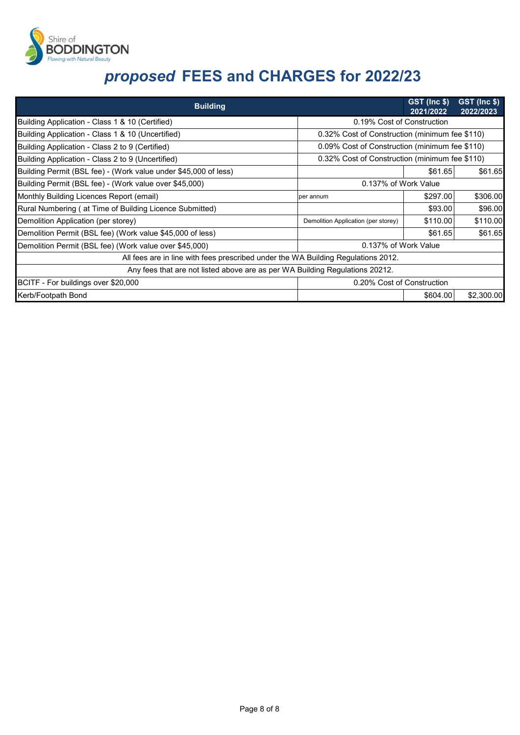Shire of BODDINGTON
Flowing with Natural Beauty

# *proposed* FEES and CHARGES for 2022/23

| Building | | GST (Inc $) 2021/2022 | GST (Inc $) 2022/2023 |
|---|---|---|---|
| Building Application - Class 1 & 10 (Certified) | 0.19% Cost of Construction | | |
| Building Application - Class 1 & 10 (Uncertified) | 0.32% Cost of Construction (minimum fee $110) | | |
| Building Application - Class 2 to 9 (Certified) | 0.09% Cost of Construction (minimum fee $110) | | |
| Building Application - Class 2 to 9 (Uncertified) | 0.32% Cost of Construction (minimum fee $110) | | |
| Building Permit (BSL fee) - (Work value under $45,000 of less) | | $61.65 | $61.65 |
| Building Permit (BSL fee) - (Work value over $45,000) | 0.137% of Work Value | | |
| Monthly Building Licences Report (email) | per annum | $297.00 | $306.00 |
| Rural Numbering ( at Time of Building Licence Submitted) | | $93.00 | $96.00 |
| Demolition Application (per storey) | Demolition Application (per storey) | $110.00 | $110.00 |
| Demolition Permit (BSL fee) (Work value $45,000 of less) | | $61.65 | $61.65 |
| Demolition Permit (BSL fee) (Work value over $45,000) | 0.137% of Work Value | | |
| All fees are in line with fees prescribed under the WA Building Regulations 2012. | | | |
| Any fees that are not listed above are as per WA Building Regulations 20212. | | | |
| BCITF - For buildings over $20,000 | 0.20% Cost of Construction | | |
| Kerb/Footpath Bond | | $604.00 | $2,300.00 |